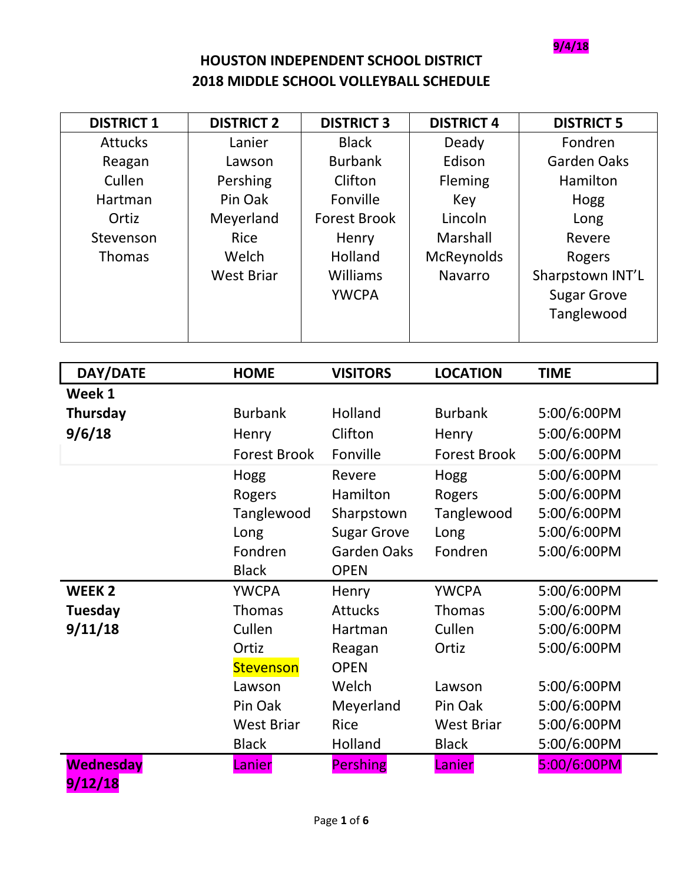9/4/18

# HOUSTON INDEPENDENT SCHOOL DISTRICT
## 2018 MIDDLE SCHOOL VOLLEYBALL SCHEDULE

| DISTRICT 1 | DISTRICT 2 | DISTRICT 3 | DISTRICT 4 | DISTRICT 5 |
|---|---|---|---|---|
| Attucks | Lanier | Black | Deady | Fondren |
| Reagan | Lawson | Burbank | Edison | Garden Oaks |
| Cullen | Pershing | Clifton | Fleming | Hamilton |
| Hartman | Pin Oak | Fonville | Key | Hogg |
| Ortiz | Meyerland | Forest Brook | Lincoln | Long |
| Stevenson | Rice | Henry | Marshall | Revere |
| Thomas | Welch | Holland | McReynolds | Rogers |
| | West Briar | Williams | Navarro | Sharpstown INT'L |
| | | YWCPA | | Sugar Grove |
| | | | | Tanglewood |

| DAY/DATE | HOME | VISITORS | LOCATION | TIME |
|---|---|---|---|---|
| **Week 1** | | | | |
| **Thursday** | Burbank | Holland | Burbank | 5:00/6:00PM |
| **9/6/18** | Henry | Clifton | Henry | 5:00/6:00PM |
| | Forest Brook | Fonville | Forest Brook | 5:00/6:00PM |
| | Hogg | Revere | Hogg | 5:00/6:00PM |
| | Rogers | Hamilton | Rogers | 5:00/6:00PM |
| | Tanglewood | Sharpstown | Tanglewood | 5:00/6:00PM |
| | Long | Sugar Grove | Long | 5:00/6:00PM |
| | Fondren | Garden Oaks | Fondren | 5:00/6:00PM |
| | Black | OPEN | | |
| **WEEK 2** | YWCPA | Henry | YWCPA | 5:00/6:00PM |
| **Tuesday** | Thomas | Attucks | Thomas | 5:00/6:00PM |
| **9/11/18** | Cullen | Hartman | Cullen | 5:00/6:00PM |
| | Ortiz | Reagan | Ortiz | 5:00/6:00PM |
| | Stevenson | OPEN | | |
| | Lawson | Welch | Lawson | 5:00/6:00PM |
| | Pin Oak | Meyerland | Pin Oak | 5:00/6:00PM |
| | West Briar | Rice | West Briar | 5:00/6:00PM |
| | Black | Holland | Black | 5:00/6:00PM |
| **Wednesday 9/12/18** | Lanier | Pershing | Lanier | 5:00/6:00PM |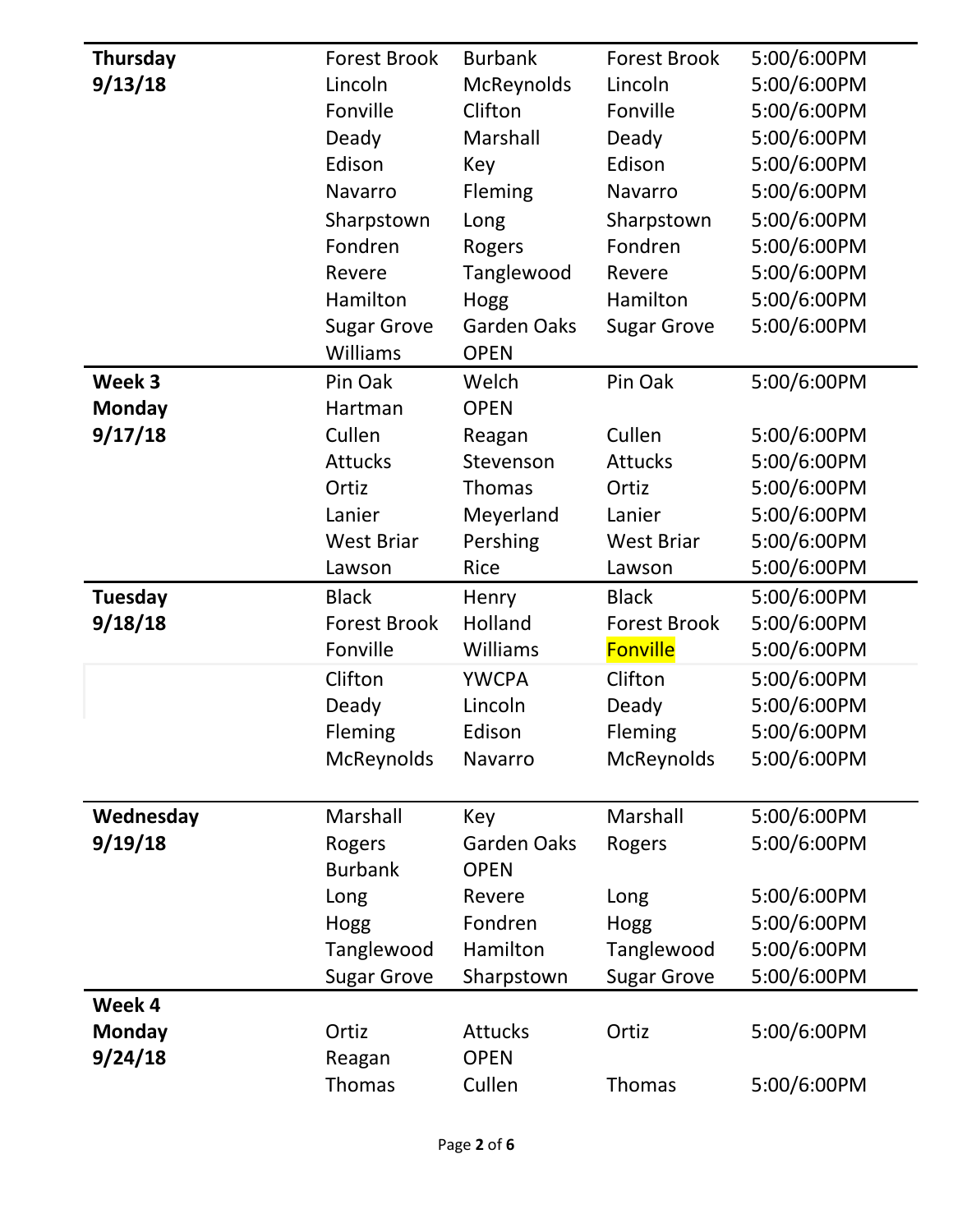| | | | | |
|---|---|---|---|---|
| **Thursday 9/13/18** | Forest Brook | Burbank | Forest Brook | 5:00/6:00PM |
| | Lincoln | McReynolds | Lincoln | 5:00/6:00PM |
| | Fonville | Clifton | Fonville | 5:00/6:00PM |
| | Deady | Marshall | Deady | 5:00/6:00PM |
| | Edison | Key | Edison | 5:00/6:00PM |
| | Navarro | Fleming | Navarro | 5:00/6:00PM |
| | Sharpstown | Long | Sharpstown | 5:00/6:00PM |
| | Fondren | Rogers | Fondren | 5:00/6:00PM |
| | Revere | Tanglewood | Revere | 5:00/6:00PM |
| | Hamilton | Hogg | Hamilton | 5:00/6:00PM |
| | Sugar Grove | Garden Oaks | Sugar Grove | 5:00/6:00PM |
| | Williams | OPEN | | |
| **Week 3 Monday 9/17/18** | Pin Oak | Welch | Pin Oak | 5:00/6:00PM |
| | Hartman | OPEN | | |
| | Cullen | Reagan | Cullen | 5:00/6:00PM |
| | Attucks | Stevenson | Attucks | 5:00/6:00PM |
| | Ortiz | Thomas | Ortiz | 5:00/6:00PM |
| | Lanier | Meyerland | Lanier | 5:00/6:00PM |
| | West Briar | Pershing | West Briar | 5:00/6:00PM |
| | Lawson | Rice | Lawson | 5:00/6:00PM |
| **Tuesday 9/18/18** | Black | Henry | Black | 5:00/6:00PM |
| | Forest Brook | Holland | Forest Brook | 5:00/6:00PM |
| | Fonville | Williams | Fonville | 5:00/6:00PM |
| | Clifton | YWCPA | Clifton | 5:00/6:00PM |
| | Deady | Lincoln | Deady | 5:00/6:00PM |
| | Fleming | Edison | Fleming | 5:00/6:00PM |
| | McReynolds | Navarro | McReynolds | 5:00/6:00PM |
| **Wednesday 9/19/18** | Marshall | Key | Marshall | 5:00/6:00PM |
| | Rogers | Garden Oaks | Rogers | 5:00/6:00PM |
| | Burbank | OPEN | | |
| | Long | Revere | Long | 5:00/6:00PM |
| | Hogg | Fondren | Hogg | 5:00/6:00PM |
| | Tanglewood | Hamilton | Tanglewood | 5:00/6:00PM |
| | Sugar Grove | Sharpstown | Sugar Grove | 5:00/6:00PM |
| **Week 4 Monday 9/24/18** | Ortiz | Attucks | Ortiz | 5:00/6:00PM |
| | Reagan | OPEN | | |
| | Thomas | Cullen | Thomas | 5:00/6:00PM |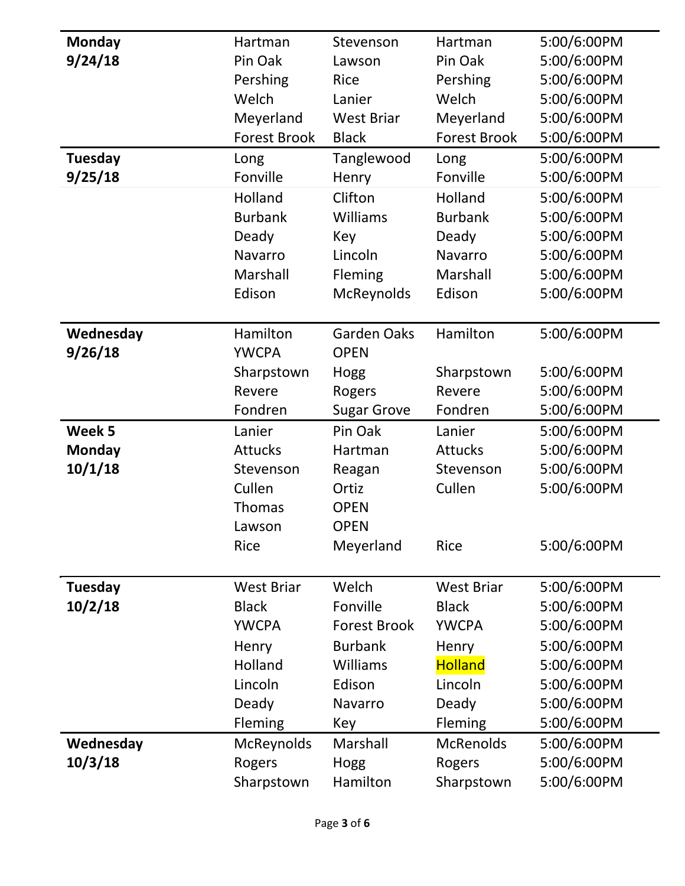| | | | | |
|---|---|---|---|---|
| **Monday** | Hartman | Stevenson | Hartman | 5:00/6:00PM |
| **9/24/18** | Pin Oak | Lawson | Pin Oak | 5:00/6:00PM |
| | Pershing | Rice | Pershing | 5:00/6:00PM |
| | Welch | Lanier | Welch | 5:00/6:00PM |
| | Meyerland | West Briar | Meyerland | 5:00/6:00PM |
| | Forest Brook | Black | Forest Brook | 5:00/6:00PM |
| **Tuesday** | Long | Tanglewood | Long | 5:00/6:00PM |
| **9/25/18** | Fonville | Henry | Fonville | 5:00/6:00PM |
| | Holland | Clifton | Holland | 5:00/6:00PM |
| | Burbank | Williams | Burbank | 5:00/6:00PM |
| | Deady | Key | Deady | 5:00/6:00PM |
| | Navarro | Lincoln | Navarro | 5:00/6:00PM |
| | Marshall | Fleming | Marshall | 5:00/6:00PM |
| | Edison | McReynolds | Edison | 5:00/6:00PM |
| **Wednesday** | Hamilton | Garden Oaks | Hamilton | 5:00/6:00PM |
| **9/26/18** | YWCPA | OPEN | | |
| | Sharpstown | Hogg | Sharpstown | 5:00/6:00PM |
| | Revere | Rogers | Revere | 5:00/6:00PM |
| | Fondren | Sugar Grove | Fondren | 5:00/6:00PM |
| **Week 5** | Lanier | Pin Oak | Lanier | 5:00/6:00PM |
| **Monday** | Attucks | Hartman | Attucks | 5:00/6:00PM |
| **10/1/18** | Stevenson | Reagan | Stevenson | 5:00/6:00PM |
| | Cullen | Ortiz | Cullen | 5:00/6:00PM |
| | Thomas | OPEN | | |
| | Lawson | OPEN | | |
| | Rice | Meyerland | Rice | 5:00/6:00PM |
| **Tuesday** | West Briar | Welch | West Briar | 5:00/6:00PM |
| **10/2/18** | Black | Fonville | Black | 5:00/6:00PM |
| | YWCPA | Forest Brook | YWCPA | 5:00/6:00PM |
| | Henry | Burbank | Henry | 5:00/6:00PM |
| | Holland | Williams | Holland | 5:00/6:00PM |
| | Lincoln | Edison | Lincoln | 5:00/6:00PM |
| | Deady | Navarro | Deady | 5:00/6:00PM |
| | Fleming | Key | Fleming | 5:00/6:00PM |
| **Wednesday** | McReynolds | Marshall | McRenolds | 5:00/6:00PM |
| **10/3/18** | Rogers | Hogg | Rogers | 5:00/6:00PM |
| | Sharpstown | Hamilton | Sharpstown | 5:00/6:00PM |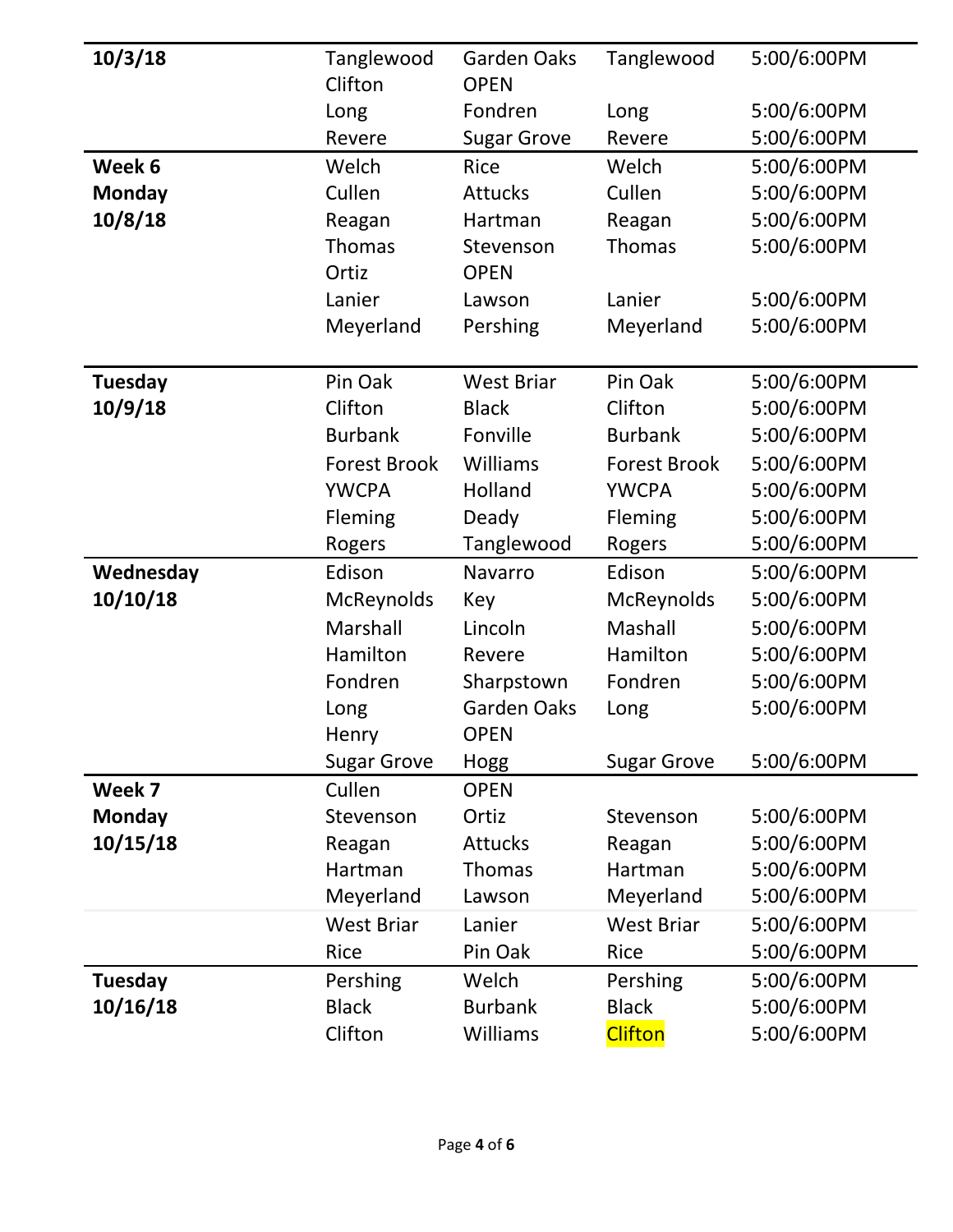| | | | | |
|---|---|---|---|---|
| **10/3/18** | Tanglewood | Garden Oaks | Tanglewood | 5:00/6:00PM |
| | Clifton | OPEN | | |
| | Long | Fondren | Long | 5:00/6:00PM |
| | Revere | Sugar Grove | Revere | 5:00/6:00PM |
| **Week 6** | Welch | Rice | Welch | 5:00/6:00PM |
| **Monday** | Cullen | Attucks | Cullen | 5:00/6:00PM |
| **10/8/18** | Reagan | Hartman | Reagan | 5:00/6:00PM |
| | Thomas | Stevenson | Thomas | 5:00/6:00PM |
| | Ortiz | OPEN | | |
| | Lanier | Lawson | Lanier | 5:00/6:00PM |
| | Meyerland | Pershing | Meyerland | 5:00/6:00PM |
| **Tuesday** | Pin Oak | West Briar | Pin Oak | 5:00/6:00PM |
| **10/9/18** | Clifton | Black | Clifton | 5:00/6:00PM |
| | Burbank | Fonville | Burbank | 5:00/6:00PM |
| | Forest Brook | Williams | Forest Brook | 5:00/6:00PM |
| | YWCPA | Holland | YWCPA | 5:00/6:00PM |
| | Fleming | Deady | Fleming | 5:00/6:00PM |
| | Rogers | Tanglewood | Rogers | 5:00/6:00PM |
| **Wednesday** | Edison | Navarro | Edison | 5:00/6:00PM |
| **10/10/18** | McReynolds | Key | McReynolds | 5:00/6:00PM |
| | Marshall | Lincoln | Mashall | 5:00/6:00PM |
| | Hamilton | Revere | Hamilton | 5:00/6:00PM |
| | Fondren | Sharpstown | Fondren | 5:00/6:00PM |
| | Long | Garden Oaks | Long | 5:00/6:00PM |
| | Henry | OPEN | | |
| | Sugar Grove | Hogg | Sugar Grove | 5:00/6:00PM |
| **Week 7** | Cullen | OPEN | | |
| **Monday** | Stevenson | Ortiz | Stevenson | 5:00/6:00PM |
| **10/15/18** | Reagan | Attucks | Reagan | 5:00/6:00PM |
| | Hartman | Thomas | Hartman | 5:00/6:00PM |
| | Meyerland | Lawson | Meyerland | 5:00/6:00PM |
| | West Briar | Lanier | West Briar | 5:00/6:00PM |
| | Rice | Pin Oak | Rice | 5:00/6:00PM |
| **Tuesday** | Pershing | Welch | Pershing | 5:00/6:00PM |
| **10/16/18** | Black | Burbank | Black | 5:00/6:00PM |
| | Clifton | Williams | Clifton | 5:00/6:00PM |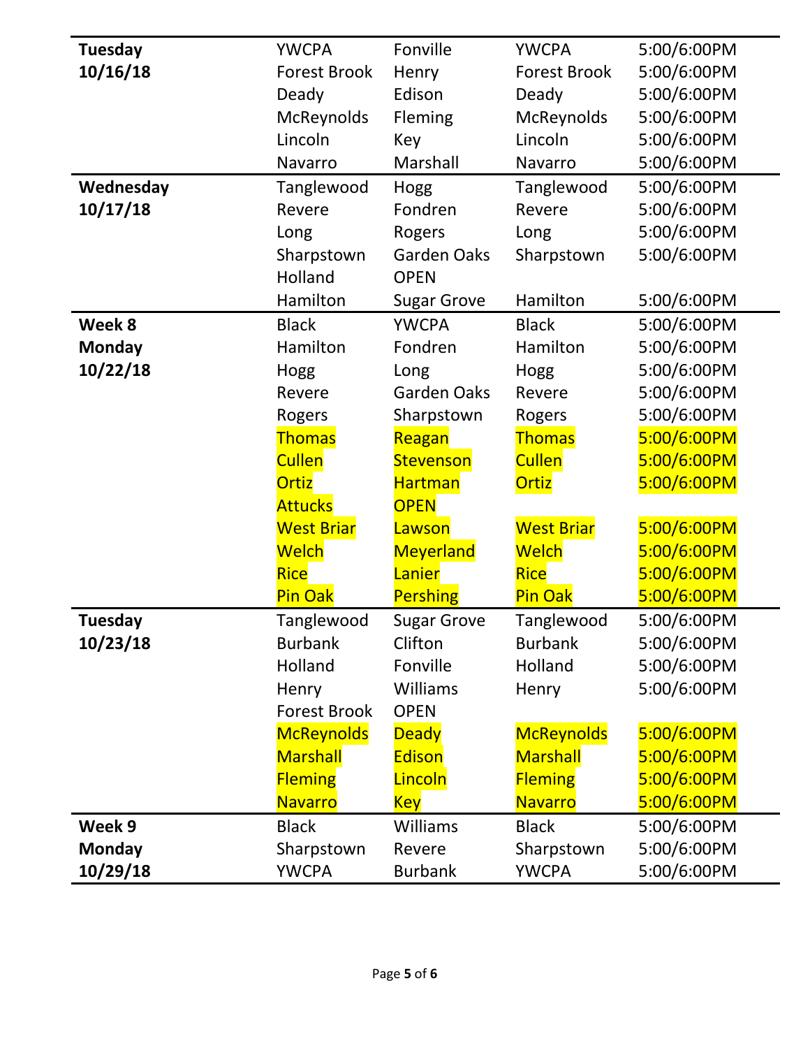| | | | | |
|---|---|---|---|---|
| **Tuesday 10/16/18** | YWCPA | Fonville | YWCPA | 5:00/6:00PM |
| | Forest Brook | Henry | Forest Brook | 5:00/6:00PM |
| | Deady | Edison | Deady | 5:00/6:00PM |
| | McReynolds | Fleming | McReynolds | 5:00/6:00PM |
| | Lincoln | Key | Lincoln | 5:00/6:00PM |
| | Navarro | Marshall | Navarro | 5:00/6:00PM |
| **Wednesday 10/17/18** | Tanglewood | Hogg | Tanglewood | 5:00/6:00PM |
| | Revere | Fondren | Revere | 5:00/6:00PM |
| | Long | Rogers | Long | 5:00/6:00PM |
| | Sharpstown | Garden Oaks | Sharpstown | 5:00/6:00PM |
| | Holland | OPEN | | |
| | Hamilton | Sugar Grove | Hamilton | 5:00/6:00PM |
| **Week 8 Monday 10/22/18** | Black | YWCPA | Black | 5:00/6:00PM |
| | Hamilton | Fondren | Hamilton | 5:00/6:00PM |
| | Hogg | Long | Hogg | 5:00/6:00PM |
| | Revere | Garden Oaks | Revere | 5:00/6:00PM |
| | Rogers | Sharpstown | Rogers | 5:00/6:00PM |
| | Thomas | Reagan | Thomas | 5:00/6:00PM |
| | Cullen | Stevenson | Cullen | 5:00/6:00PM |
| | Ortiz | Hartman | Ortiz | 5:00/6:00PM |
| | Attucks | OPEN | | |
| | West Briar | Lawson | West Briar | 5:00/6:00PM |
| | Welch | Meyerland | Welch | 5:00/6:00PM |
| | Rice | Lanier | Rice | 5:00/6:00PM |
| | Pin Oak | Pershing | Pin Oak | 5:00/6:00PM |
| **Tuesday 10/23/18** | Tanglewood | Sugar Grove | Tanglewood | 5:00/6:00PM |
| | Burbank | Clifton | Burbank | 5:00/6:00PM |
| | Holland | Fonville | Holland | 5:00/6:00PM |
| | Henry | Williams | Henry | 5:00/6:00PM |
| | Forest Brook | OPEN | | |
| | McReynolds | Deady | McReynolds | 5:00/6:00PM |
| | Marshall | Edison | Marshall | 5:00/6:00PM |
| | Fleming | Lincoln | Fleming | 5:00/6:00PM |
| | Navarro | Key | Navarro | 5:00/6:00PM |
| **Week 9 Monday 10/29/18** | Black | Williams | Black | 5:00/6:00PM |
| | Sharpstown | Revere | Sharpstown | 5:00/6:00PM |
| | YWCPA | Burbank | YWCPA | 5:00/6:00PM |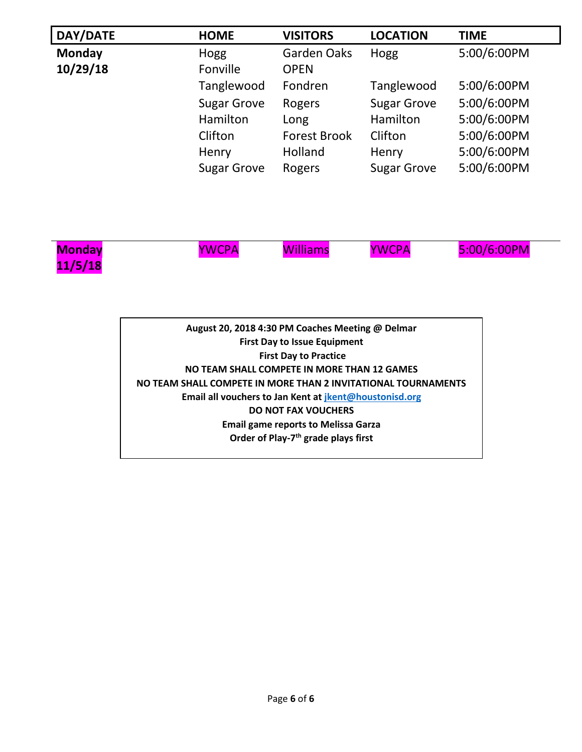| DAY/DATE | HOME | VISITORS | LOCATION | TIME |
|---|---|---|---|---|
| **Monday 10/29/18** | Hogg | Garden Oaks | Hogg | 5:00/6:00PM |
| | Fonville | OPEN | | |
| | Tanglewood | Fondren | Tanglewood | 5:00/6:00PM |
| | Sugar Grove | Rogers | Sugar Grove | 5:00/6:00PM |
| | Hamilton | Long | Hamilton | 5:00/6:00PM |
| | Clifton | Forest Brook | Clifton | 5:00/6:00PM |
| | Henry | Holland | Henry | 5:00/6:00PM |
| | Sugar Grove | Rogers | Sugar Grove | 5:00/6:00PM |
| **Monday 11/5/18** | YWCPA | Williams | YWCPA | 5:00/6:00PM |

**August 20, 2018 4:30 PM Coaches Meeting @ Delmar**
**First Day to Issue Equipment**
**First Day to Practice**
**NO TEAM SHALL COMPETE IN MORE THAN 12 GAMES**
**NO TEAM SHALL COMPETE IN MORE THAN 2 INVITATIONAL TOURNAMENTS**
**Email all vouchers to Jan Kent at jkent@houstonisd.org**
**DO NOT FAX VOUCHERS**
**Email game reports to Melissa Garza**
**Order of Play-7th grade plays first**